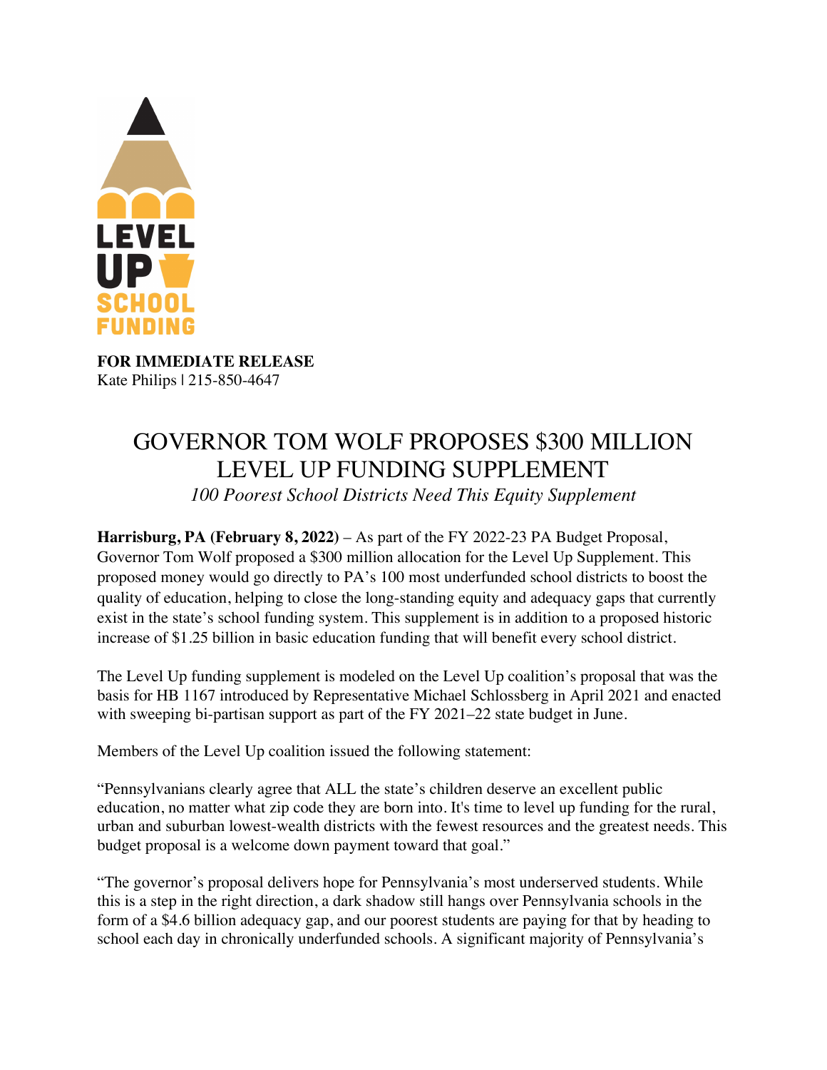LEVEL UP SCHOOL FUNDING

**FOR IMMEDIATE RELEASE**
Kate Philips | 215-850-4647

# GOVERNOR TOM WOLF PROPOSES $300 MILLION LEVEL UP FUNDING SUPPLEMENT

*100 Poorest School Districts Need This Equity Supplement*

**Harrisburg, PA (February 8, 2022)** – As part of the FY 2022-23 PA Budget Proposal, Governor Tom Wolf proposed a $300 million allocation for the Level Up Supplement. This proposed money would go directly to PA's 100 most underfunded school districts to boost the quality of education, helping to close the long-standing equity and adequacy gaps that currently exist in the state's school funding system. This supplement is in addition to a proposed historic increase of $1.25 billion in basic education funding that will benefit every school district.

The Level Up funding supplement is modeled on the Level Up coalition's proposal that was the basis for HB 1167 introduced by Representative Michael Schlossberg in April 2021 and enacted with sweeping bi-partisan support as part of the FY 2021–22 state budget in June.

Members of the Level Up coalition issued the following statement:

"Pennsylvanians clearly agree that ALL the state's children deserve an excellent public education, no matter what zip code they are born into. It's time to level up funding for the rural, urban and suburban lowest-wealth districts with the fewest resources and the greatest needs. This budget proposal is a welcome down payment toward that goal."

"The governor's proposal delivers hope for Pennsylvania's most underserved students. While this is a step in the right direction, a dark shadow still hangs over Pennsylvania schools in the form of a $4.6 billion adequacy gap, and our poorest students are paying for that by heading to school each day in chronically underfunded schools. A significant majority of Pennsylvania's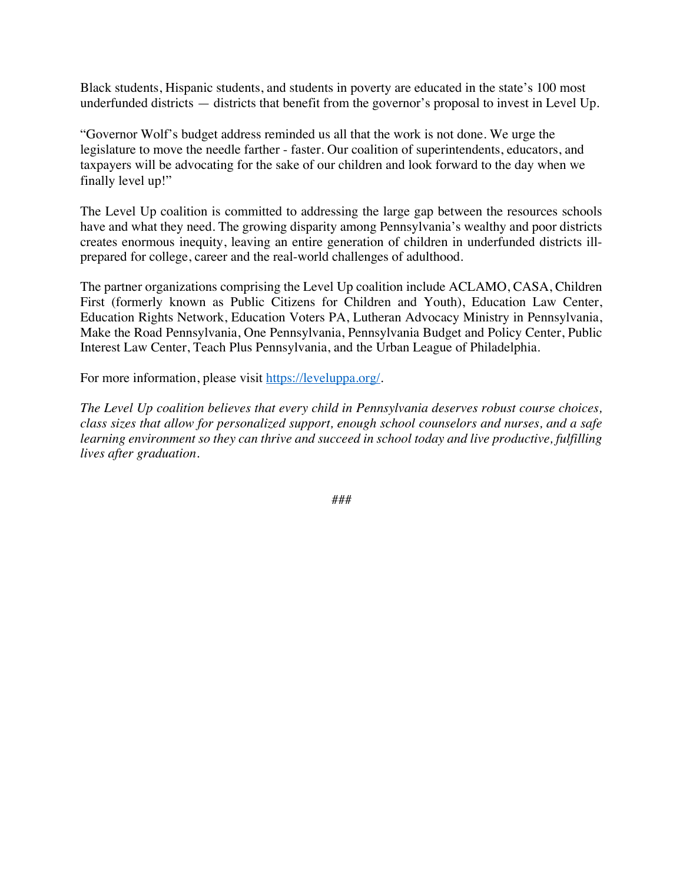Black students, Hispanic students, and students in poverty are educated in the state's 100 most underfunded districts — districts that benefit from the governor's proposal to invest in Level Up.

"Governor Wolf's budget address reminded us all that the work is not done. We urge the legislature to move the needle farther - faster. Our coalition of superintendents, educators, and taxpayers will be advocating for the sake of our children and look forward to the day when we finally level up!"

The Level Up coalition is committed to addressing the large gap between the resources schools have and what they need. The growing disparity among Pennsylvania's wealthy and poor districts creates enormous inequity, leaving an entire generation of children in underfunded districts ill-prepared for college, career and the real-world challenges of adulthood.

The partner organizations comprising the Level Up coalition include ACLAMO, CASA, Children First (formerly known as Public Citizens for Children and Youth), Education Law Center, Education Rights Network, Education Voters PA, Lutheran Advocacy Ministry in Pennsylvania, Make the Road Pennsylvania, One Pennsylvania, Pennsylvania Budget and Policy Center, Public Interest Law Center, Teach Plus Pennsylvania, and the Urban League of Philadelphia.

For more information, please visit [https://leveluppa.org/](https://leveluppa.org/).

*The Level Up coalition believes that every child in Pennsylvania deserves robust course choices, class sizes that allow for personalized support, enough school counselors and nurses, and a safe learning environment so they can thrive and succeed in school today and live productive, fulfilling lives after graduation.*

###